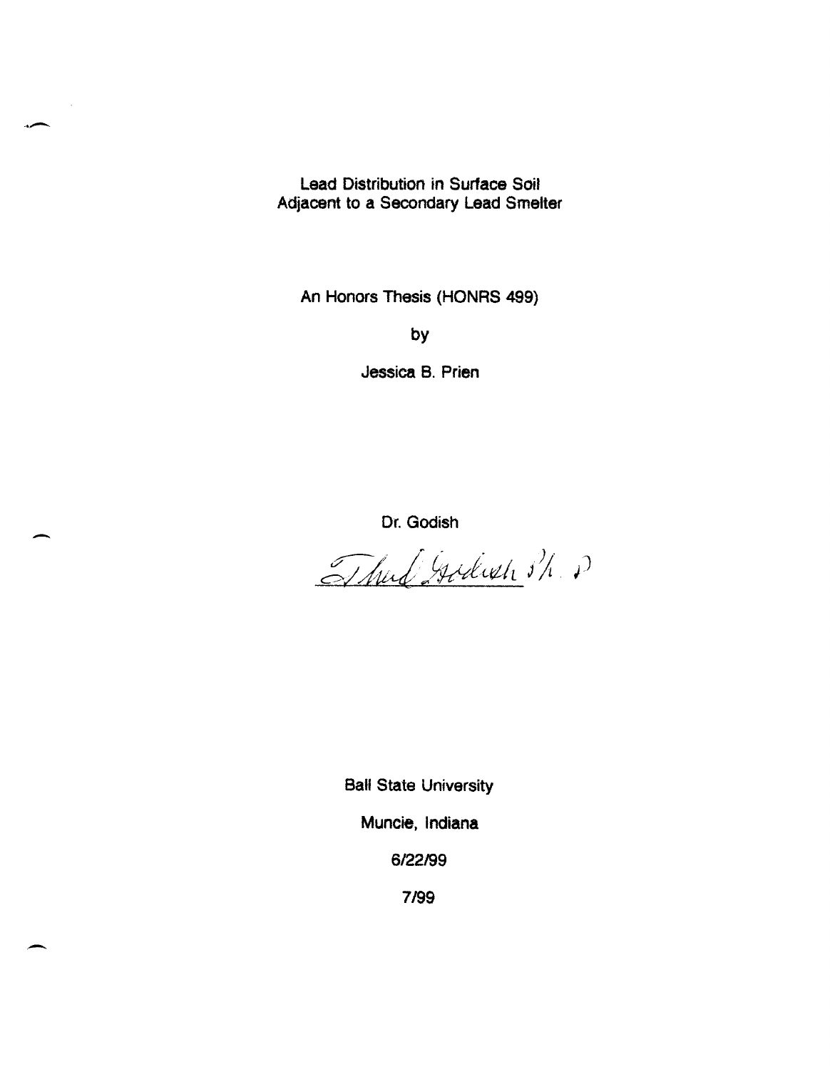# Lead Distribution in Surface Soil Adjacent to a Secondary Lead Smelter

An Honors Thesis (HONRS 499)

by

Jessica B. Prien

Dr. Godish

Thad Godish Ph. D

Ball State University

Muncie, Indiana

6/22/99

7/99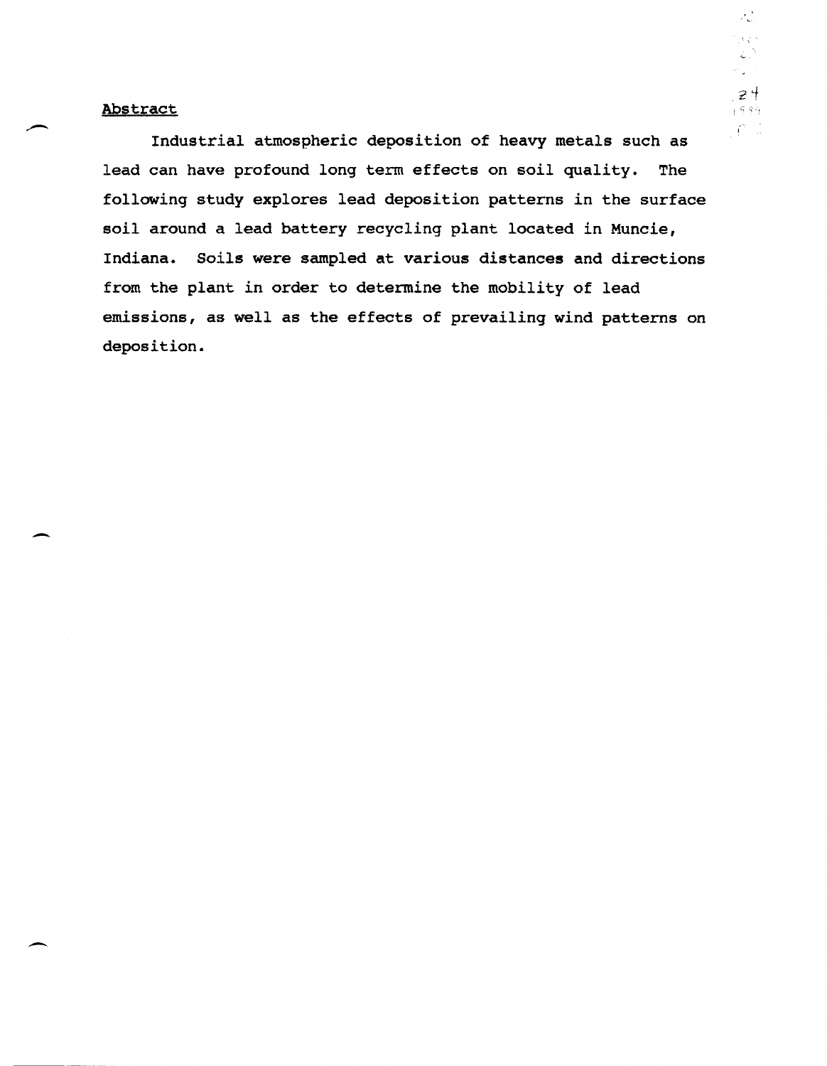## Abstract

Industrial atmospheric deposition of heavy metals such as lead can have profound long term effects on soil quality. The following study explores lead deposition patterns in the surface soil around a lead battery recycling plant located in Muncie, Indiana. Soils were sampled at various distances and directions from the plant in order to determine the mobility of lead emissions, as well as the effects of prevailing wind patterns on deposition.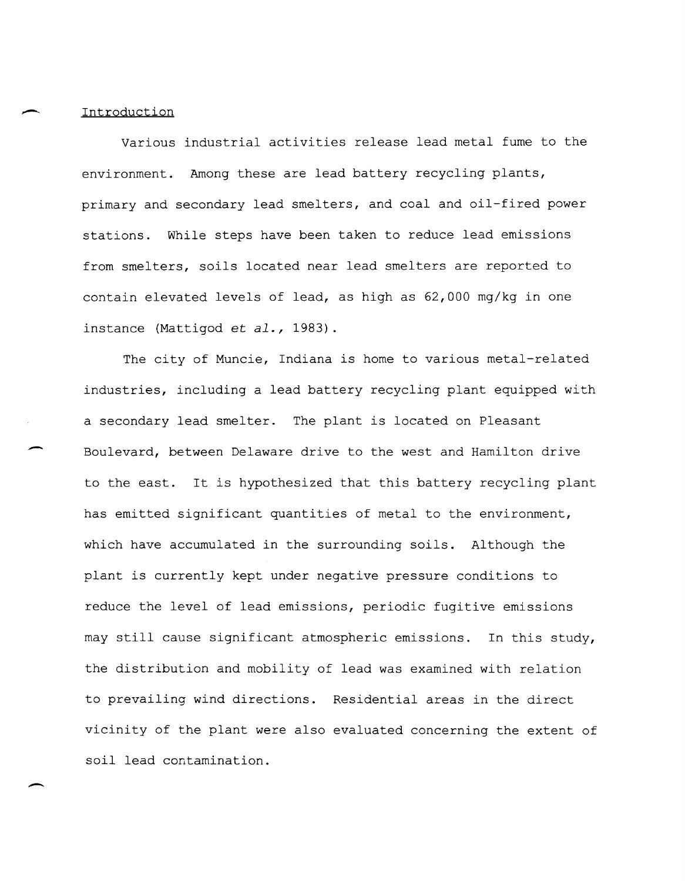## Introduction

Various industrial activities release lead metal fume to the environment. Among these are lead battery recycling plants, primary and secondary lead smelters, and coal and oil-fired power stations. While steps have been taken to reduce lead emissions from smelters, soils located near lead smelters are reported to contain elevated levels of lead, as high as 62,000 mg/kg in one instance (Mattigod *et al.*, 1983).

The city of Muncie, Indiana is home to various metal-related industries, including a lead battery recycling plant equipped with a secondary lead smelter. The plant is located on Pleasant Boulevard, between Delaware drive to the west and Hamilton drive to the east. It is hypothesized that this battery recycling plant has emitted significant quantities of metal to the environment, which have accumulated in the surrounding soils. Although the plant is currently kept under negative pressure conditions to reduce the level of lead emissions, periodic fugitive emissions may still cause significant atmospheric emissions. In this study, the distribution and mobility of lead was examined with relation to prevailing wind directions. Residential areas in the direct vicinity of the plant were also evaluated concerning the extent of soil lead contamination.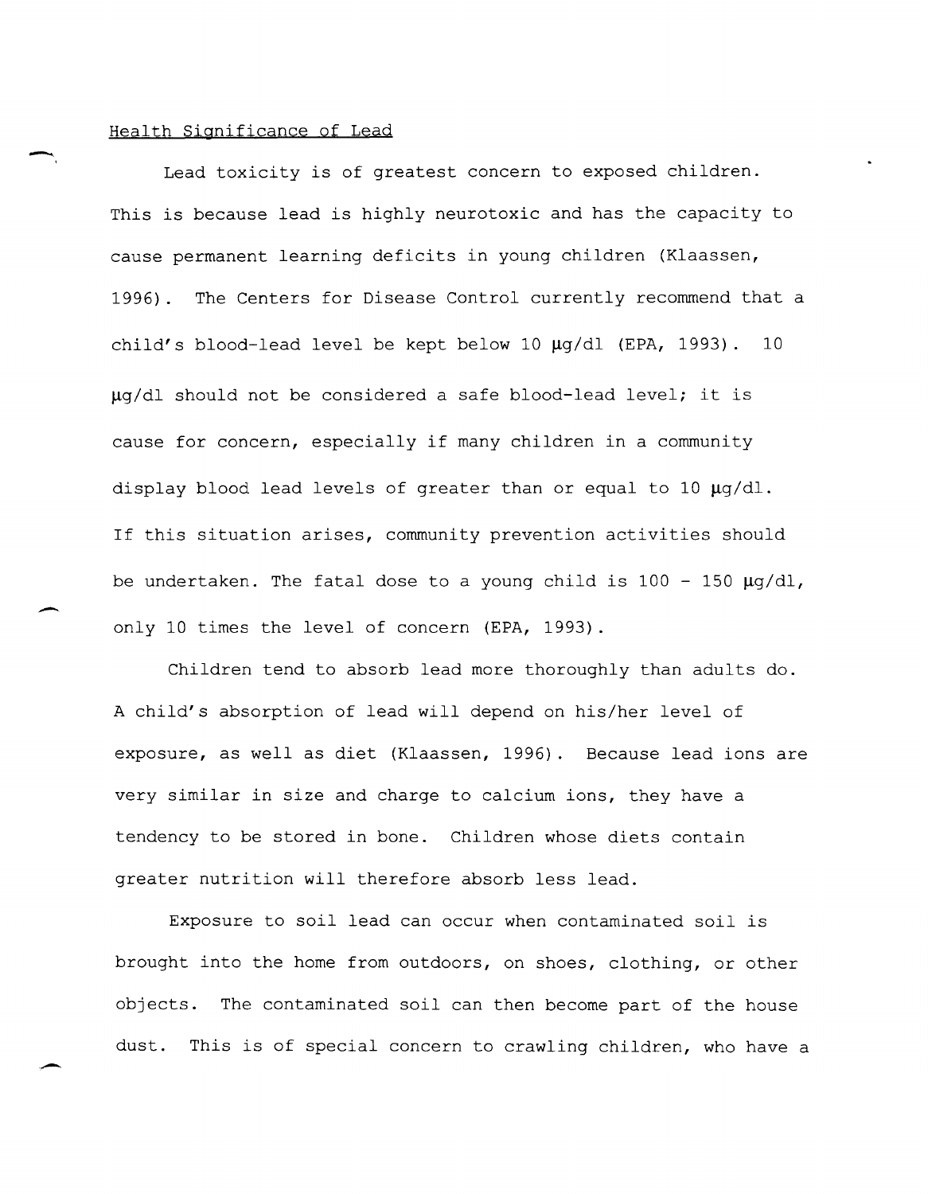## Health Significance of Lead

Lead toxicity is of greatest concern to exposed children. This is because lead is highly neurotoxic and has the capacity to cause permanent learning deficits in young children (Klaassen, 1996). The Centers for Disease Control currently recommend that a child's blood-lead level be kept below 10 μg/dl (EPA, 1993). 10 μg/dl should not be considered a safe blood-lead level; it is cause for concern, especially if many children in a community display blood lead levels of greater than or equal to 10 μg/dl. If this situation arises, community prevention activities should be undertaken. The fatal dose to a young child is 100 - 150 μg/dl, only 10 times the level of concern (EPA, 1993).

Children tend to absorb lead more thoroughly than adults do. A child's absorption of lead will depend on his/her level of exposure, as well as diet (Klaassen, 1996). Because lead ions are very similar in size and charge to calcium ions, they have a tendency to be stored in bone. Children whose diets contain greater nutrition will therefore absorb less lead.

Exposure to soil lead can occur when contaminated soil is brought into the home from outdoors, on shoes, clothing, or other objects. The contaminated soil can then become part of the house dust. This is of special concern to crawling children, who have a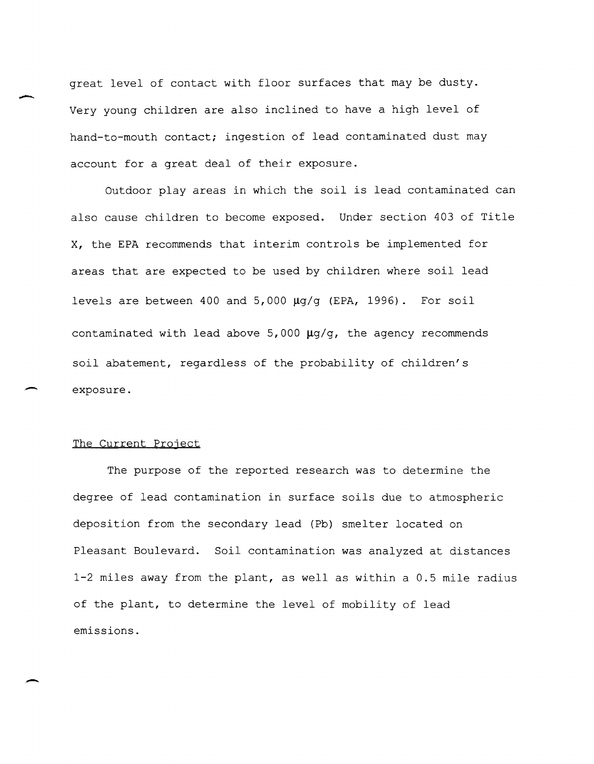great level of contact with floor surfaces that may be dusty. Very young children are also inclined to have a high level of hand-to-mouth contact; ingestion of lead contaminated dust may account for a great deal of their exposure.

Outdoor play areas in which the soil is lead contaminated can also cause children to become exposed. Under section 403 of Title X, the EPA recommends that interim controls be implemented for areas that are expected to be used by children where soil lead levels are between 400 and 5,000 µg/g (EPA, 1996). For soil contaminated with lead above 5,000 µg/g, the agency recommends soil abatement, regardless of the probability of children's exposure.

## The Current Project

The purpose of the reported research was to determine the degree of lead contamination in surface soils due to atmospheric deposition from the secondary lead (Pb) smelter located on Pleasant Boulevard. Soil contamination was analyzed at distances 1-2 miles away from the plant, as well as within a 0.5 mile radius of the plant, to determine the level of mobility of lead emissions.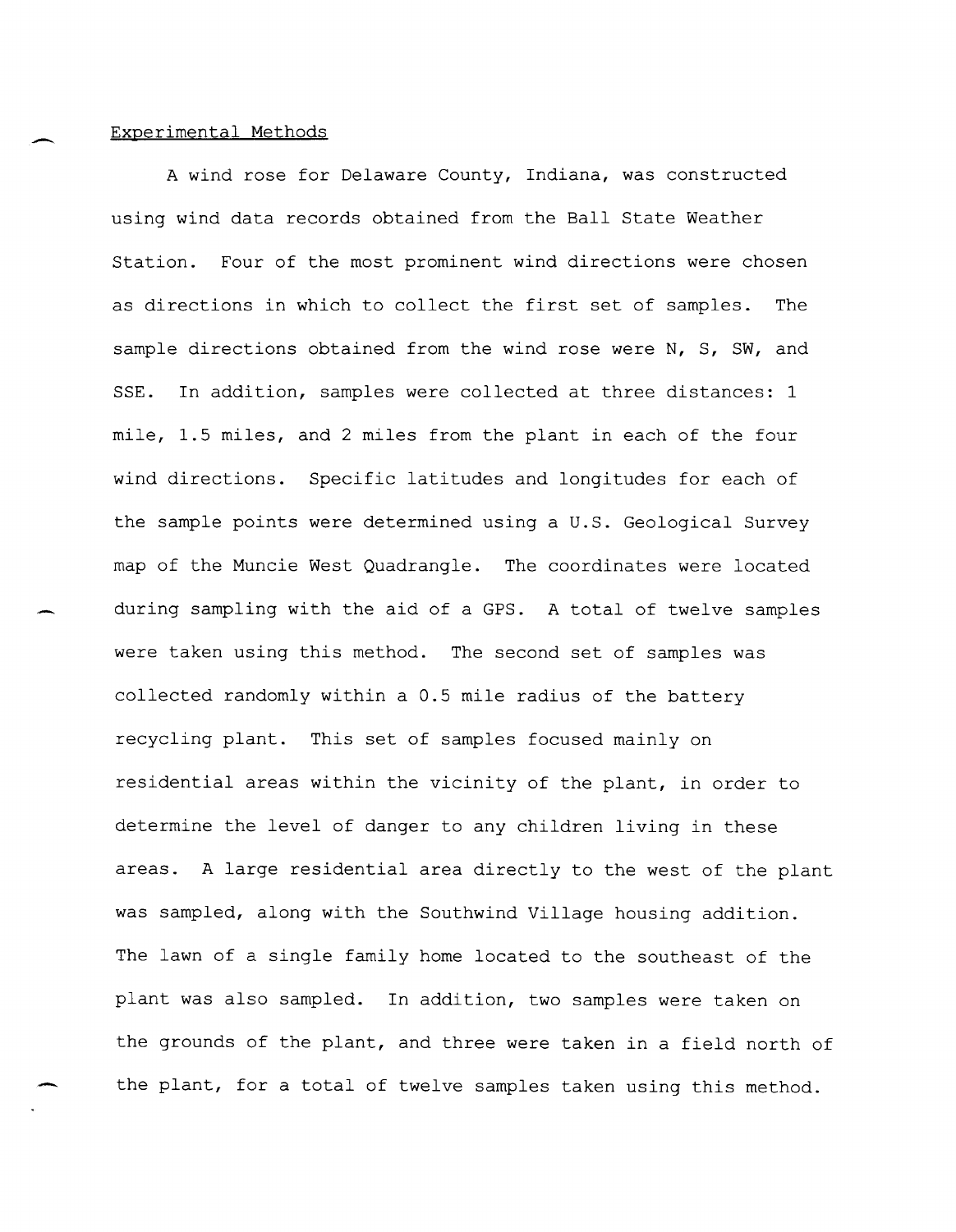## Experimental Methods

A wind rose for Delaware County, Indiana, was constructed using wind data records obtained from the Ball State Weather Station. Four of the most prominent wind directions were chosen as directions in which to collect the first set of samples. The sample directions obtained from the wind rose were N, S, SW, and SSE. In addition, samples were collected at three distances: 1 mile, 1.5 miles, and 2 miles from the plant in each of the four wind directions. Specific latitudes and longitudes for each of the sample points were determined using a U.S. Geological Survey map of the Muncie West Quadrangle. The coordinates were located during sampling with the aid of a GPS. A total of twelve samples were taken using this method. The second set of samples was collected randomly within a 0.5 mile radius of the battery recycling plant. This set of samples focused mainly on residential areas within the vicinity of the plant, in order to determine the level of danger to any children living in these areas. A large residential area directly to the west of the plant was sampled, along with the Southwind Village housing addition. The lawn of a single family home located to the southeast of the plant was also sampled. In addition, two samples were taken on the grounds of the plant, and three were taken in a field north of the plant, for a total of twelve samples taken using this method.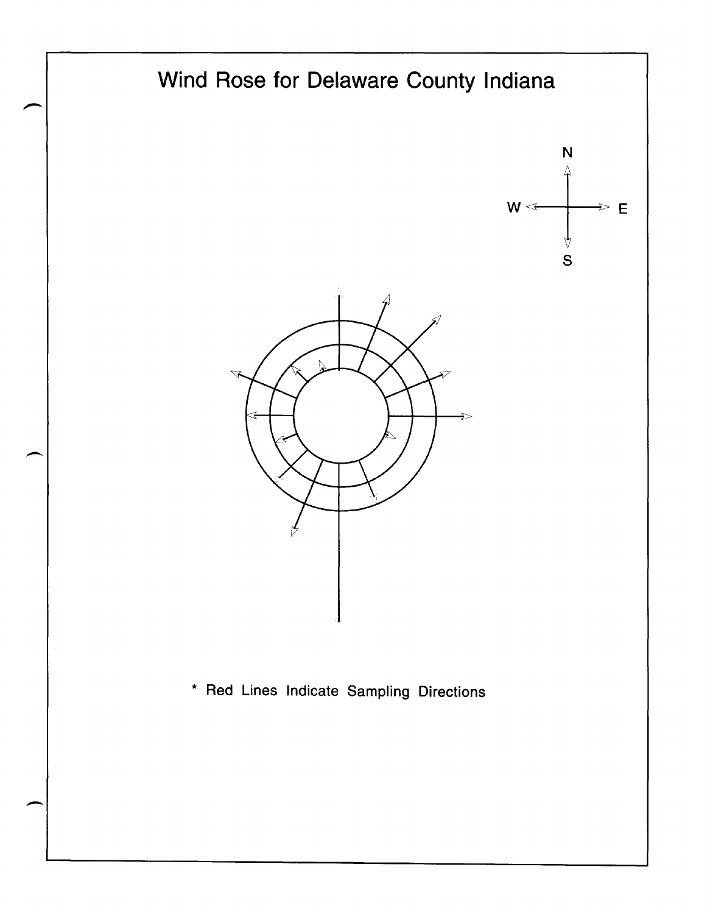# Wind Rose for Delaware County Indiana

\* Red Lines Indicate Sampling Directions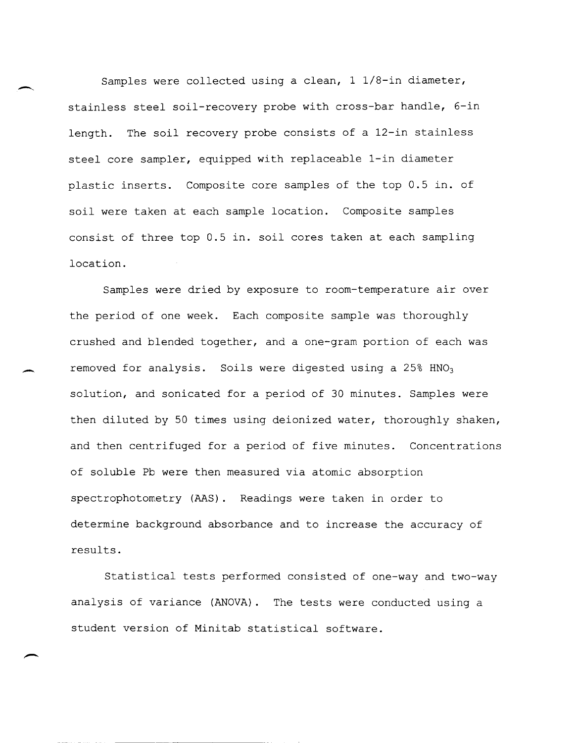Samples were collected using a clean, 1 1/8-in diameter, stainless steel soil-recovery probe with cross-bar handle, 6-in length. The soil recovery probe consists of a 12-in stainless steel core sampler, equipped with replaceable 1-in diameter plastic inserts. Composite core samples of the top 0.5 in. of soil were taken at each sample location. Composite samples consist of three top 0.5 in. soil cores taken at each sampling location.

Samples were dried by exposure to room-temperature air over the period of one week. Each composite sample was thoroughly crushed and blended together, and a one-gram portion of each was removed for analysis. Soils were digested using a 25% $HNO_3$ solution, and sonicated for a period of 30 minutes. Samples were then diluted by 50 times using deionized water, thoroughly shaken, and then centrifuged for a period of five minutes. Concentrations of soluble Pb were then measured via atomic absorption spectrophotometry (AAS). Readings were taken in order to determine background absorbance and to increase the accuracy of results.

Statistical tests performed consisted of one-way and two-way analysis of variance (ANOVA). The tests were conducted using a student version of Minitab statistical software.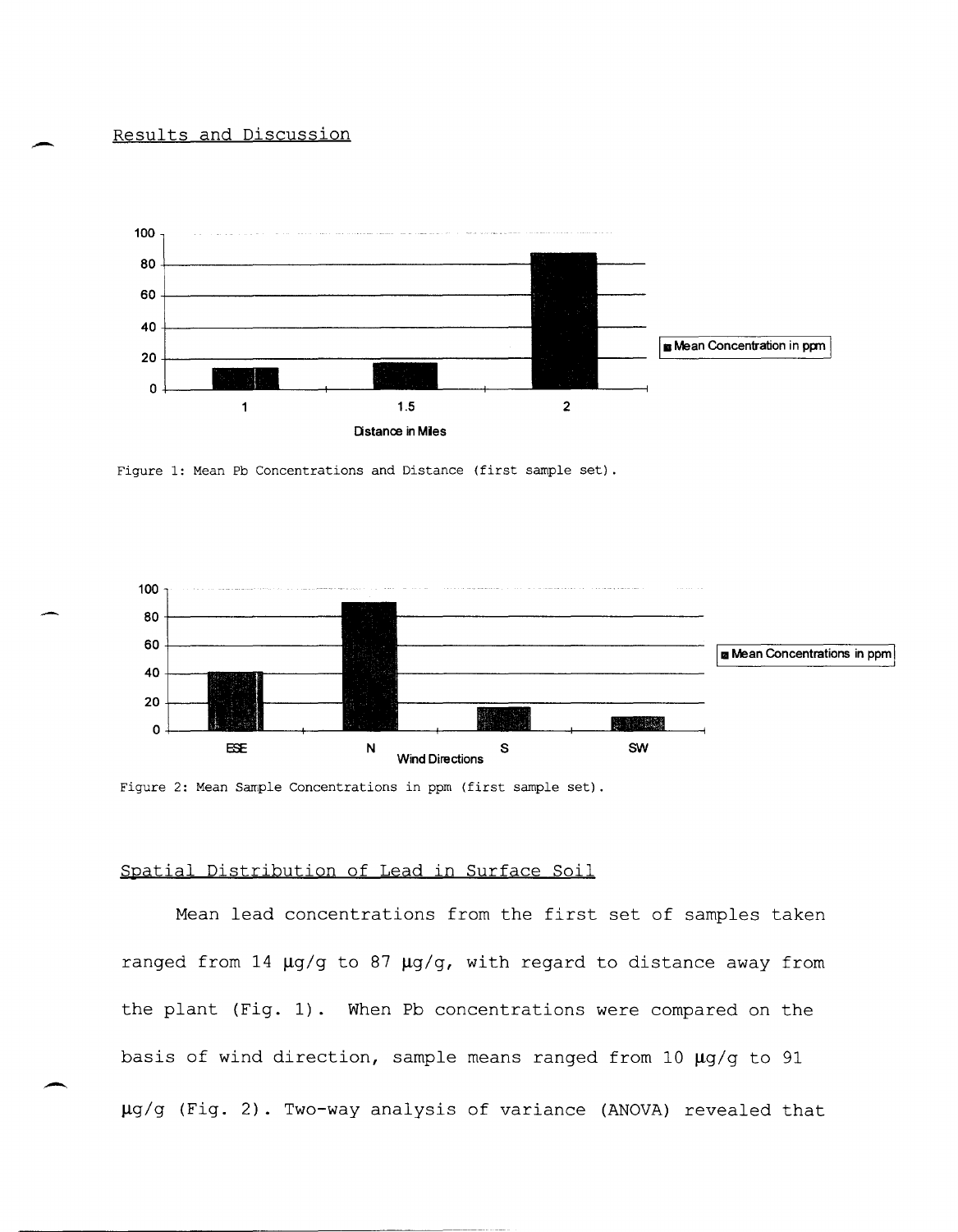## Results and Discussion

Figure 1: Mean Pb Concentrations and Distance (first sample set).

Figure 2: Mean Sample Concentrations in ppm (first sample set).

### Spatial Distribution of Lead in Surface Soil

Mean lead concentrations from the first set of samples taken ranged from 14 μg/g to 87 μg/g, with regard to distance away from the plant (Fig. 1). When Pb concentrations were compared on the basis of wind direction, sample means ranged from 10 μg/g to 91 μg/g (Fig. 2). Two-way analysis of variance (ANOVA) revealed that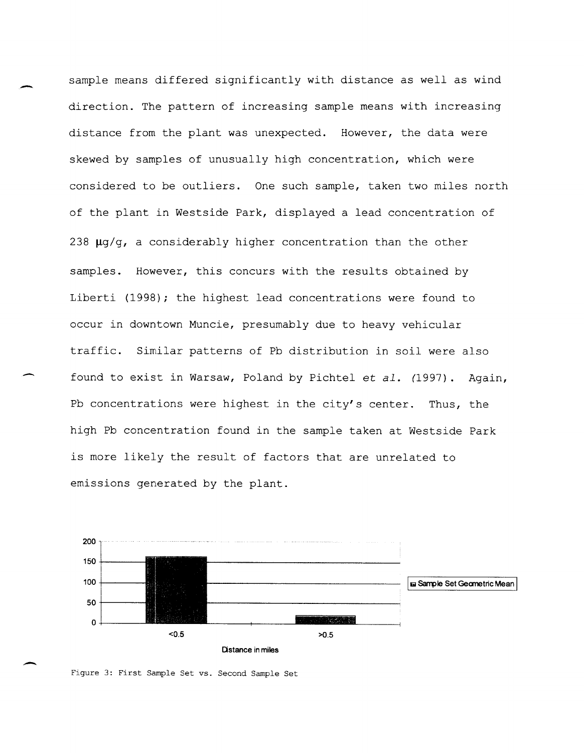sample means differed significantly with distance as well as wind direction. The pattern of increasing sample means with increasing distance from the plant was unexpected. However, the data were skewed by samples of unusually high concentration, which were considered to be outliers. One such sample, taken two miles north of the plant in Westside Park, displayed a lead concentration of 238 μg/g, a considerably higher concentration than the other samples. However, this concurs with the results obtained by Liberti (1998); the highest lead concentrations were found to occur in downtown Muncie, presumably due to heavy vehicular traffic. Similar patterns of Pb distribution in soil were also found to exist in Warsaw, Poland by Pichtel *et al.* (1997). Again, Pb concentrations were highest in the city's center. Thus, the high Pb concentration found in the sample taken at Westside Park is more likely the result of factors that are unrelated to emissions generated by the plant.

Figure 3: First Sample Set vs. Second Sample Set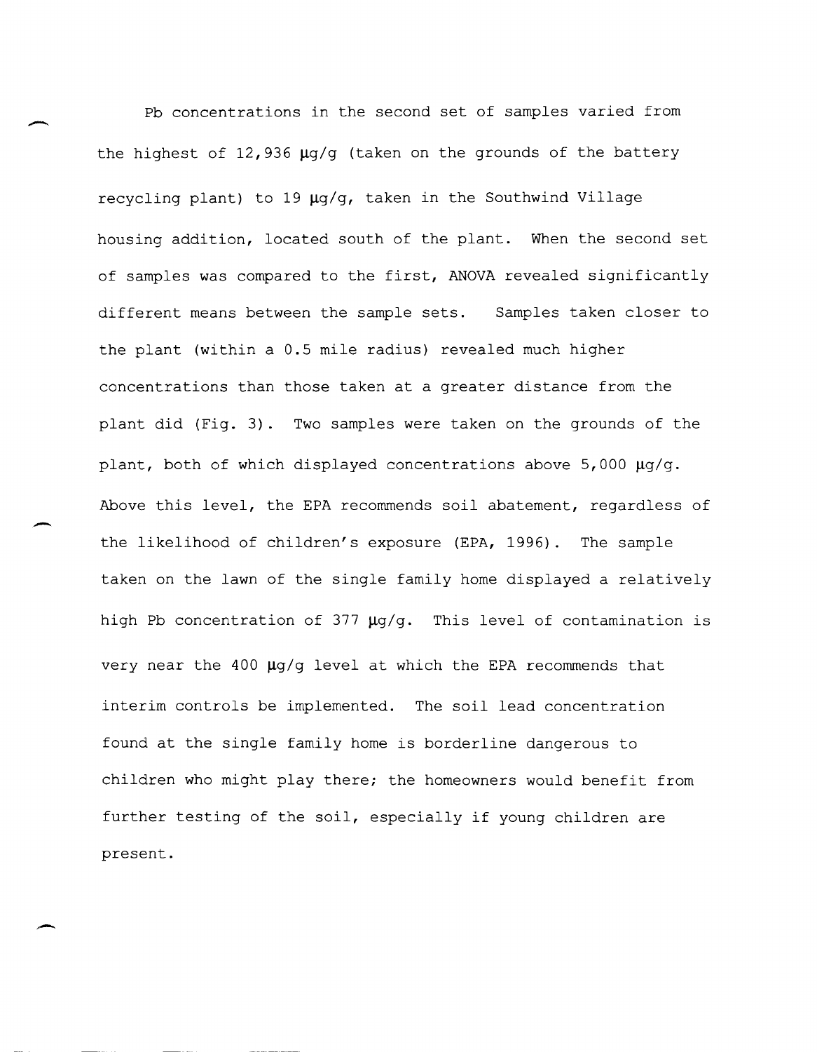Pb concentrations in the second set of samples varied from the highest of 12,936 μg/g (taken on the grounds of the battery recycling plant) to 19 μg/g, taken in the Southwind Village housing addition, located south of the plant. When the second set of samples was compared to the first, ANOVA revealed significantly different means between the sample sets. Samples taken closer to the plant (within a 0.5 mile radius) revealed much higher concentrations than those taken at a greater distance from the plant did (Fig. 3). Two samples were taken on the grounds of the plant, both of which displayed concentrations above 5,000 μg/g. Above this level, the EPA recommends soil abatement, regardless of the likelihood of children's exposure (EPA, 1996). The sample taken on the lawn of the single family home displayed a relatively high Pb concentration of 377 μg/g. This level of contamination is very near the 400 μg/g level at which the EPA recommends that interim controls be implemented. The soil lead concentration found at the single family home is borderline dangerous to children who might play there; the homeowners would benefit from further testing of the soil, especially if young children are present.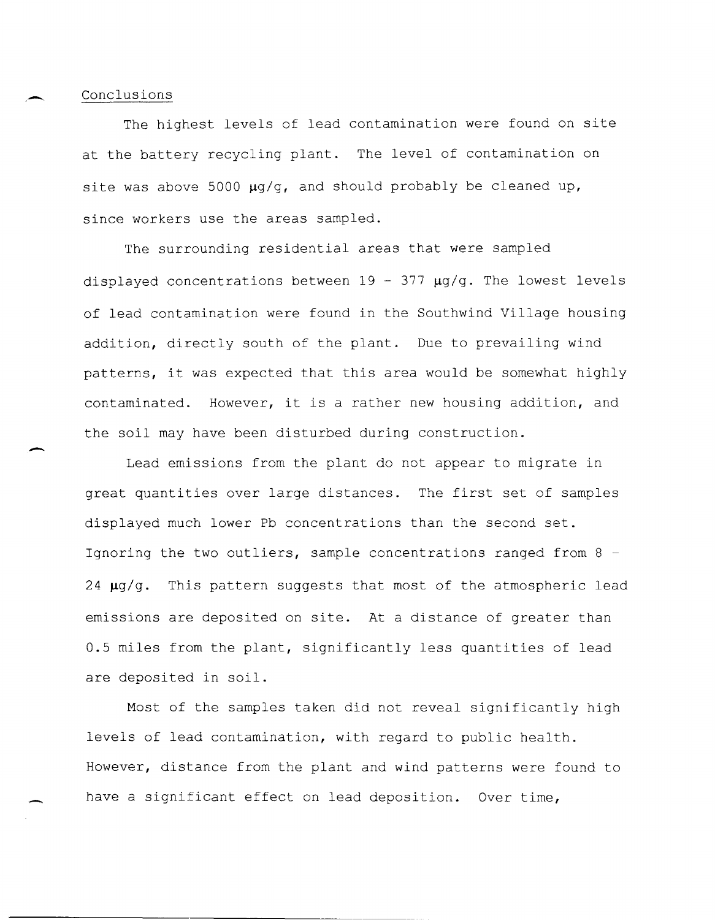## Conclusions

The highest levels of lead contamination were found on site at the battery recycling plant. The level of contamination on site was above 5000 μg/g, and should probably be cleaned up, since workers use the areas sampled.

The surrounding residential areas that were sampled displayed concentrations between 19 - 377 μg/g. The lowest levels of lead contamination were found in the Southwind Village housing addition, directly south of the plant. Due to prevailing wind patterns, it was expected that this area would be somewhat highly contaminated. However, it is a rather new housing addition, and the soil may have been disturbed during construction.

Lead emissions from the plant do not appear to migrate in great quantities over large distances. The first set of samples displayed much lower Pb concentrations than the second set. Ignoring the two outliers, sample concentrations ranged from 8 - 24 μg/g. This pattern suggests that most of the atmospheric lead emissions are deposited on site. At a distance of greater than 0.5 miles from the plant, significantly less quantities of lead are deposited in soil.

Most of the samples taken did not reveal significantly high levels of lead contamination, with regard to public health. However, distance from the plant and wind patterns were found to have a significant effect on lead deposition. Over time,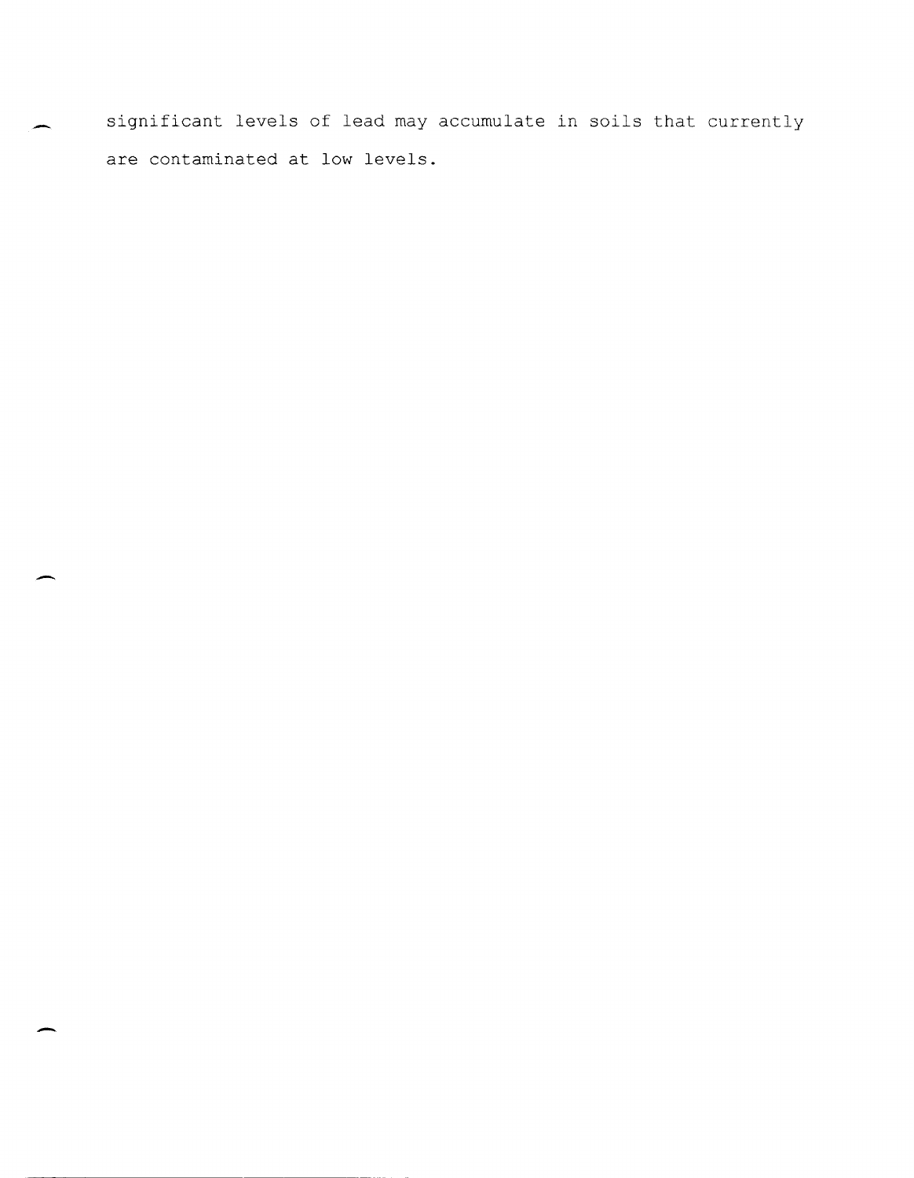significant levels of lead may accumulate in soils that currently are contaminated at low levels.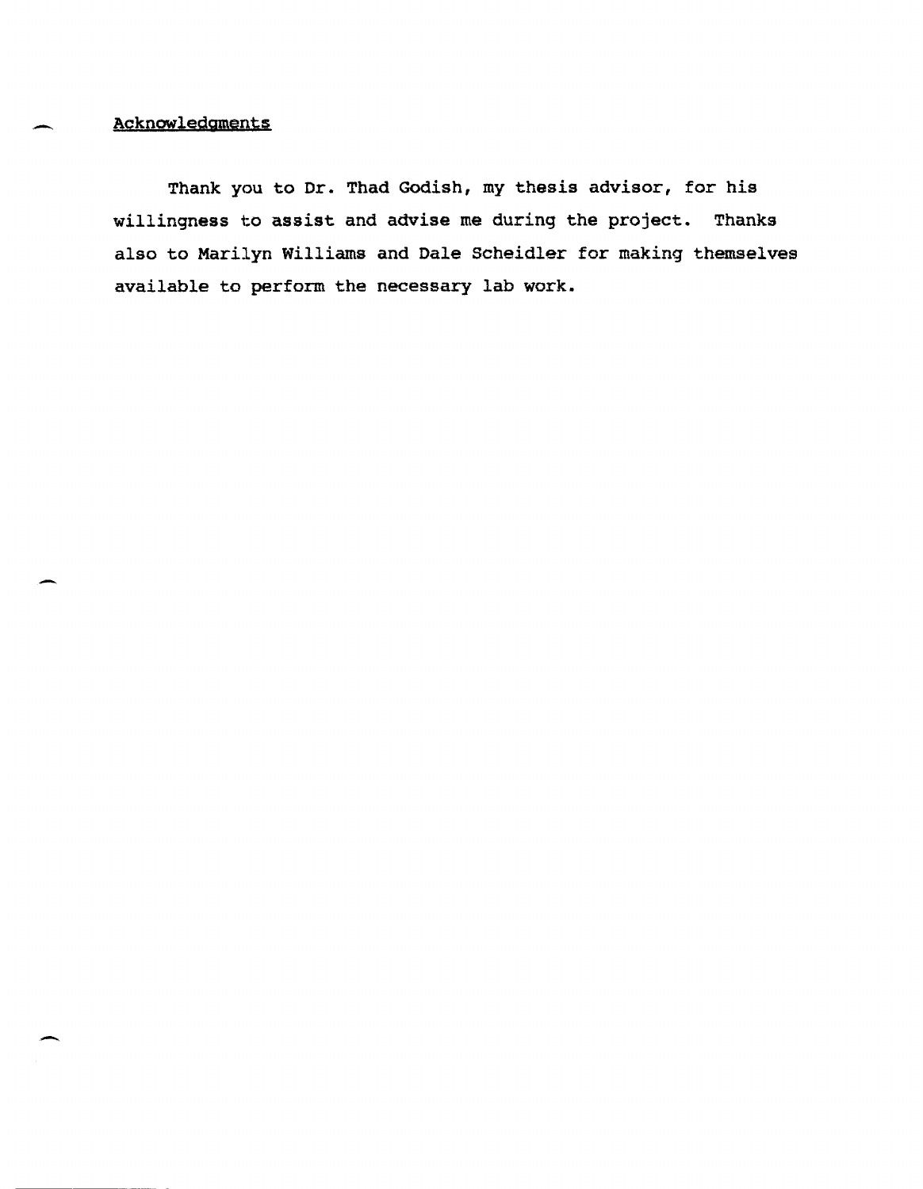## Acknowledgments

Thank you to Dr. Thad Godish, my thesis advisor, for his willingness to assist and advise me during the project. Thanks also to Marilyn Williams and Dale Scheidler for making themselves available to perform the necessary lab work.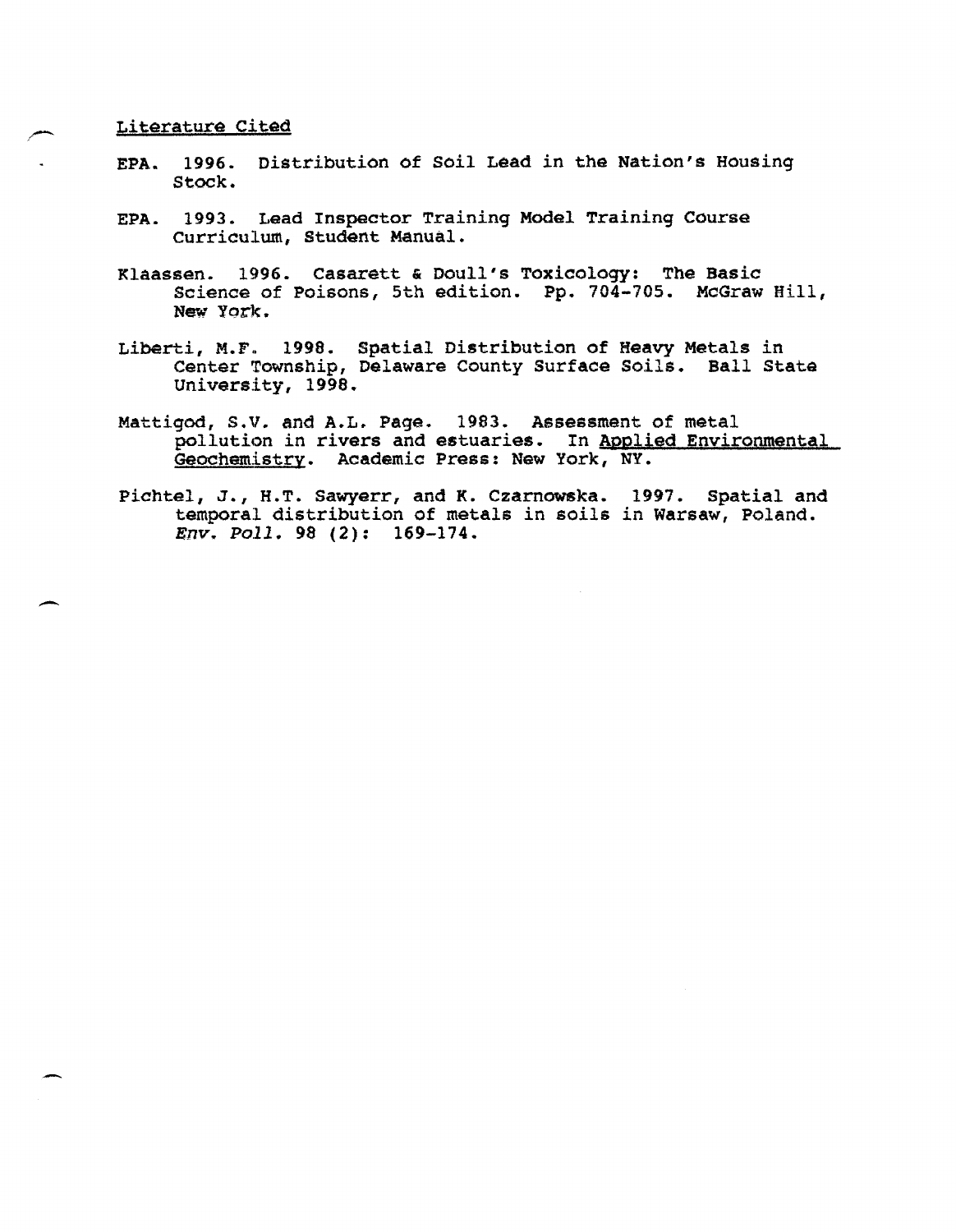Literature Cited

EPA. 1996. Distribution of Soil Lead in the Nation's Housing Stock.

EPA. 1993. Lead Inspector Training Model Training Course Curriculum, Student Manual.

Klaassen. 1996. Casarett & Doull's Toxicology: The Basic Science of Poisons, 5th edition. Pp. 704-705. McGraw Hill, New York.

Liberti, M.F. 1998. Spatial Distribution of Heavy Metals in Center Township, Delaware County Surface Soils. Ball State University, 1998.

Mattigod, S.V. and A.L. Page. 1983. Assessment of metal pollution in rivers and estuaries. In Applied Environmental Geochemistry. Academic Press: New York, NY.

Pichtel, J., H.T. Sawyerr, and K. Czarnowska. 1997. Spatial and temporal distribution of metals in soils in Warsaw, Poland. *Env. Poll.* 98 (2): 169-174.